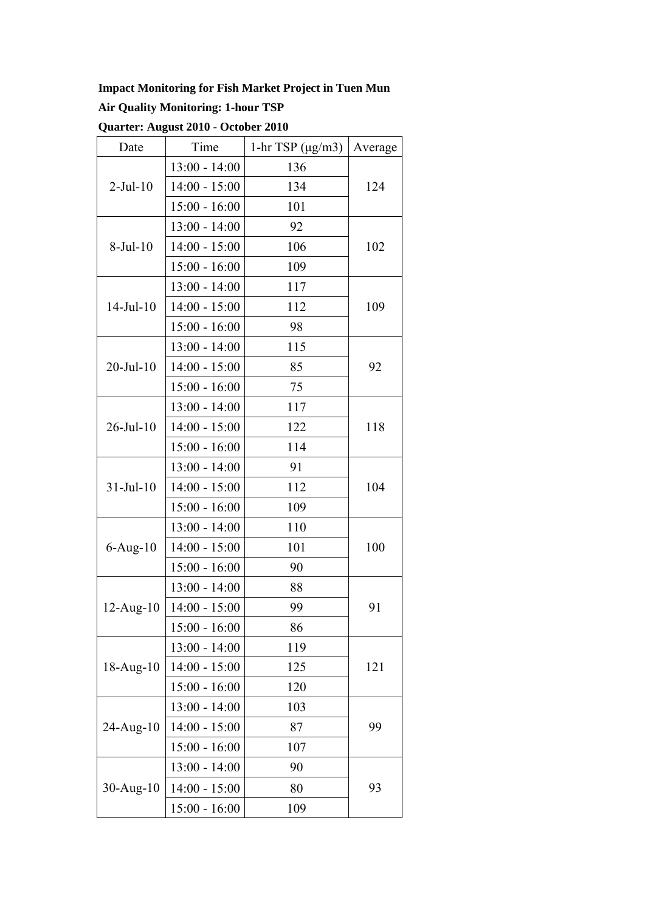**Impact Monitoring for Fish Market Project in Tuen Mun**

**Air Quality Monitoring: 1-hour TSP**

**Quarter: August 2010 - October 2010**

| Date | Time | 1-hr TSP (μg/m3) | Average |
|---|---|---|---|
| 2-Jul-10 | 13:00 - 14:00 | 136 | 124 |
| | 14:00 - 15:00 | 134 | |
| | 15:00 - 16:00 | 101 | |
| 8-Jul-10 | 13:00 - 14:00 | 92 | 102 |
| | 14:00 - 15:00 | 106 | |
| | 15:00 - 16:00 | 109 | |
| 14-Jul-10 | 13:00 - 14:00 | 117 | 109 |
| | 14:00 - 15:00 | 112 | |
| | 15:00 - 16:00 | 98 | |
| 20-Jul-10 | 13:00 - 14:00 | 115 | 92 |
| | 14:00 - 15:00 | 85 | |
| | 15:00 - 16:00 | 75 | |
| 26-Jul-10 | 13:00 - 14:00 | 117 | 118 |
| | 14:00 - 15:00 | 122 | |
| | 15:00 - 16:00 | 114 | |
| 31-Jul-10 | 13:00 - 14:00 | 91 | 104 |
| | 14:00 - 15:00 | 112 | |
| | 15:00 - 16:00 | 109 | |
| 6-Aug-10 | 13:00 - 14:00 | 110 | 100 |
| | 14:00 - 15:00 | 101 | |
| | 15:00 - 16:00 | 90 | |
| 12-Aug-10 | 13:00 - 14:00 | 88 | 91 |
| | 14:00 - 15:00 | 99 | |
| | 15:00 - 16:00 | 86 | |
| 18-Aug-10 | 13:00 - 14:00 | 119 | 121 |
| | 14:00 - 15:00 | 125 | |
| | 15:00 - 16:00 | 120 | |
| 24-Aug-10 | 13:00 - 14:00 | 103 | 99 |
| | 14:00 - 15:00 | 87 | |
| | 15:00 - 16:00 | 107 | |
| 30-Aug-10 | 13:00 - 14:00 | 90 | 93 |
| | 14:00 - 15:00 | 80 | |
| | 15:00 - 16:00 | 109 | |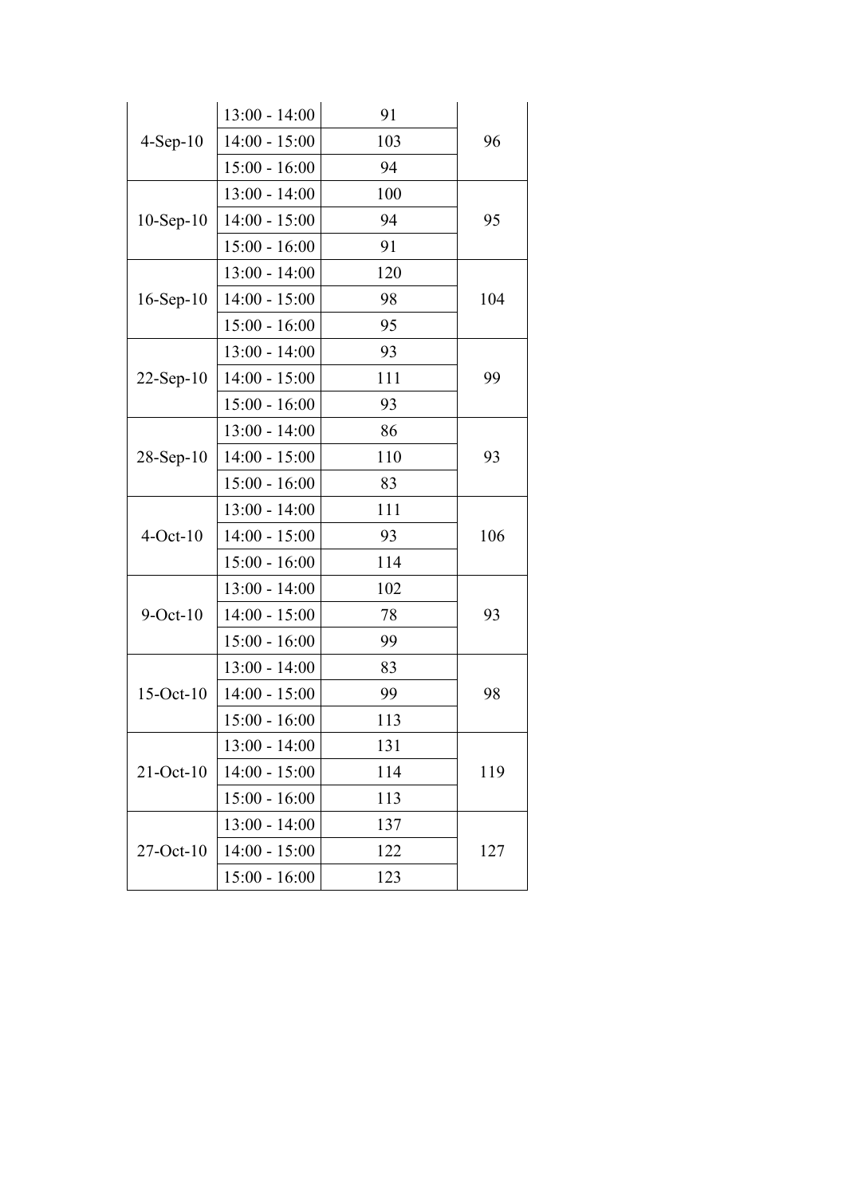| | | | |
|---|---|---|---|
| 4-Sep-10 | 13:00 - 14:00 | 91 | 96 |
| | 14:00 - 15:00 | 103 | |
| | 15:00 - 16:00 | 94 | |
| 10-Sep-10 | 13:00 - 14:00 | 100 | 95 |
| | 14:00 - 15:00 | 94 | |
| | 15:00 - 16:00 | 91 | |
| 16-Sep-10 | 13:00 - 14:00 | 120 | 104 |
| | 14:00 - 15:00 | 98 | |
| | 15:00 - 16:00 | 95 | |
| 22-Sep-10 | 13:00 - 14:00 | 93 | 99 |
| | 14:00 - 15:00 | 111 | |
| | 15:00 - 16:00 | 93 | |
| 28-Sep-10 | 13:00 - 14:00 | 86 | 93 |
| | 14:00 - 15:00 | 110 | |
| | 15:00 - 16:00 | 83 | |
| 4-Oct-10 | 13:00 - 14:00 | 111 | 106 |
| | 14:00 - 15:00 | 93 | |
| | 15:00 - 16:00 | 114 | |
| 9-Oct-10 | 13:00 - 14:00 | 102 | 93 |
| | 14:00 - 15:00 | 78 | |
| | 15:00 - 16:00 | 99 | |
| 15-Oct-10 | 13:00 - 14:00 | 83 | 98 |
| | 14:00 - 15:00 | 99 | |
| | 15:00 - 16:00 | 113 | |
| 21-Oct-10 | 13:00 - 14:00 | 131 | 119 |
| | 14:00 - 15:00 | 114 | |
| | 15:00 - 16:00 | 113 | |
| 27-Oct-10 | 13:00 - 14:00 | 137 | 127 |
| | 14:00 - 15:00 | 122 | |
| | 15:00 - 16:00 | 123 | |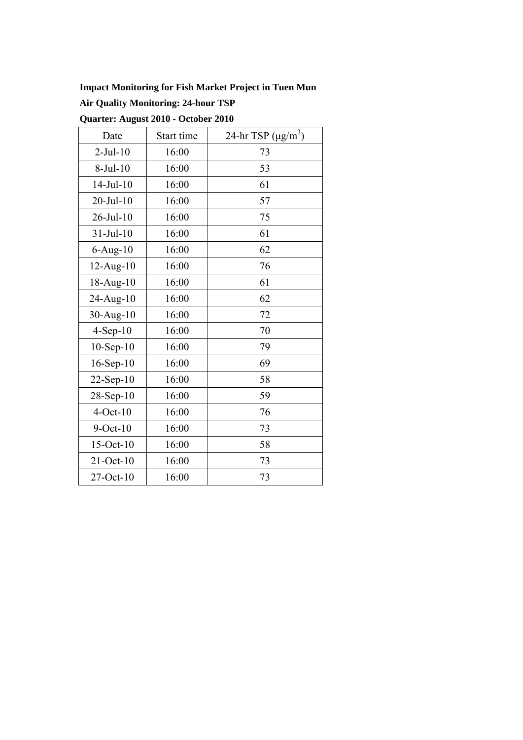**Impact Monitoring for Fish Market Project in Tuen Mun**

**Air Quality Monitoring: 24-hour TSP**

**Quarter: August 2010 - October 2010**

| Date | Start time | 24-hr TSP (μg/m$^3$) |
|---|---|---|
| 2-Jul-10 | 16:00 | 73 |
| 8-Jul-10 | 16:00 | 53 |
| 14-Jul-10 | 16:00 | 61 |
| 20-Jul-10 | 16:00 | 57 |
| 26-Jul-10 | 16:00 | 75 |
| 31-Jul-10 | 16:00 | 61 |
| 6-Aug-10 | 16:00 | 62 |
| 12-Aug-10 | 16:00 | 76 |
| 18-Aug-10 | 16:00 | 61 |
| 24-Aug-10 | 16:00 | 62 |
| 30-Aug-10 | 16:00 | 72 |
| 4-Sep-10 | 16:00 | 70 |
| 10-Sep-10 | 16:00 | 79 |
| 16-Sep-10 | 16:00 | 69 |
| 22-Sep-10 | 16:00 | 58 |
| 28-Sep-10 | 16:00 | 59 |
| 4-Oct-10 | 16:00 | 76 |
| 9-Oct-10 | 16:00 | 73 |
| 15-Oct-10 | 16:00 | 58 |
| 21-Oct-10 | 16:00 | 73 |
| 27-Oct-10 | 16:00 | 73 |